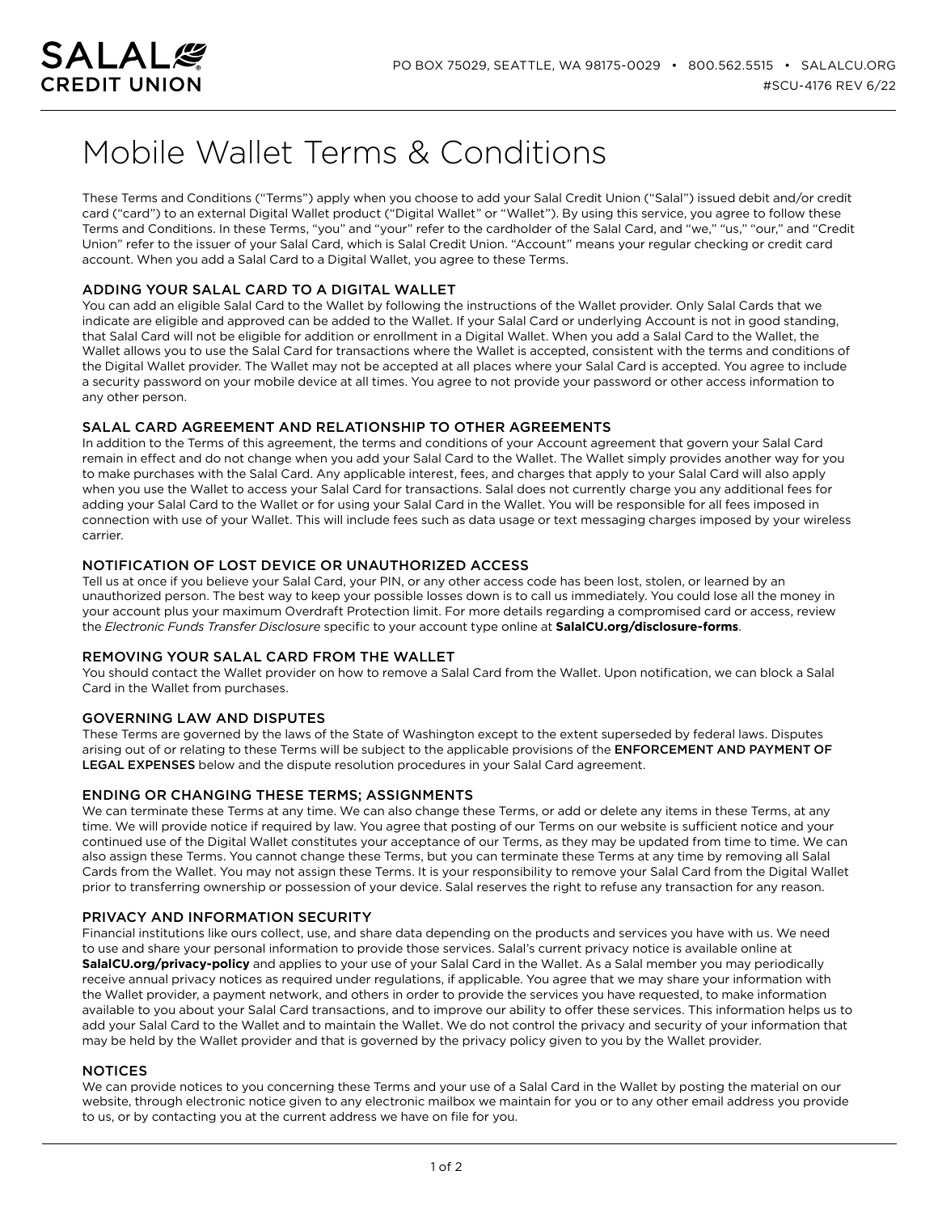**SALAL CREDIT UNION**

PO BOX 75029, SEATTLE, WA 98175-0029 • 800.562.5515 • SALALCU.ORG

#SCU-4176 REV 6/22

# Mobile Wallet Terms & Conditions

These Terms and Conditions ("Terms") apply when you choose to add your Salal Credit Union ("Salal") issued debit and/or credit card ("card") to an external Digital Wallet product ("Digital Wallet" or "Wallet"). By using this service, you agree to follow these Terms and Conditions. In these Terms, "you" and "your" refer to the cardholder of the Salal Card, and "we," "us," "our," and "Credit Union" refer to the issuer of your Salal Card, which is Salal Credit Union. "Account" means your regular checking or credit card account. When you add a Salal Card to a Digital Wallet, you agree to these Terms.

## ADDING YOUR SALAL CARD TO A DIGITAL WALLET

You can add an eligible Salal Card to the Wallet by following the instructions of the Wallet provider. Only Salal Cards that we indicate are eligible and approved can be added to the Wallet. If your Salal Card or underlying Account is not in good standing, that Salal Card will not be eligible for addition or enrollment in a Digital Wallet. When you add a Salal Card to the Wallet, the Wallet allows you to use the Salal Card for transactions where the Wallet is accepted, consistent with the terms and conditions of the Digital Wallet provider. The Wallet may not be accepted at all places where your Salal Card is accepted. You agree to include a security password on your mobile device at all times. You agree to not provide your password or other access information to any other person.

## SALAL CARD AGREEMENT AND RELATIONSHIP TO OTHER AGREEMENTS

In addition to the Terms of this agreement, the terms and conditions of your Account agreement that govern your Salal Card remain in effect and do not change when you add your Salal Card to the Wallet. The Wallet simply provides another way for you to make purchases with the Salal Card. Any applicable interest, fees, and charges that apply to your Salal Card will also apply when you use the Wallet to access your Salal Card for transactions. Salal does not currently charge you any additional fees for adding your Salal Card to the Wallet or for using your Salal Card in the Wallet. You will be responsible for all fees imposed in connection with use of your Wallet. This will include fees such as data usage or text messaging charges imposed by your wireless carrier.

## NOTIFICATION OF LOST DEVICE OR UNAUTHORIZED ACCESS

Tell us at once if you believe your Salal Card, your PIN, or any other access code has been lost, stolen, or learned by an unauthorized person. The best way to keep your possible losses down is to call us immediately. You could lose all the money in your account plus your maximum Overdraft Protection limit. For more details regarding a compromised card or access, review the *Electronic Funds Transfer Disclosure* specific to your account type online at **SalalCU.org/disclosure-forms**.

## REMOVING YOUR SALAL CARD FROM THE WALLET

You should contact the Wallet provider on how to remove a Salal Card from the Wallet. Upon notification, we can block a Salal Card in the Wallet from purchases.

## GOVERNING LAW AND DISPUTES

These Terms are governed by the laws of the State of Washington except to the extent superseded by federal laws. Disputes arising out of or relating to these Terms will be subject to the applicable provisions of the ENFORCEMENT AND PAYMENT OF LEGAL EXPENSES below and the dispute resolution procedures in your Salal Card agreement.

## ENDING OR CHANGING THESE TERMS; ASSIGNMENTS

We can terminate these Terms at any time. We can also change these Terms, or add or delete any items in these Terms, at any time. We will provide notice if required by law. You agree that posting of our Terms on our website is sufficient notice and your continued use of the Digital Wallet constitutes your acceptance of our Terms, as they may be updated from time to time. We can also assign these Terms. You cannot change these Terms, but you can terminate these Terms at any time by removing all Salal Cards from the Wallet. You may not assign these Terms. It is your responsibility to remove your Salal Card from the Digital Wallet prior to transferring ownership or possession of your device. Salal reserves the right to refuse any transaction for any reason.

## PRIVACY AND INFORMATION SECURITY

Financial institutions like ours collect, use, and share data depending on the products and services you have with us. We need to use and share your personal information to provide those services. Salal's current privacy notice is available online at **SalalCU.org/privacy-policy** and applies to your use of your Salal Card in the Wallet. As a Salal member you may periodically receive annual privacy notices as required under regulations, if applicable. You agree that we may share your information with the Wallet provider, a payment network, and others in order to provide the services you have requested, to make information available to you about your Salal Card transactions, and to improve our ability to offer these services. This information helps us to add your Salal Card to the Wallet and to maintain the Wallet. We do not control the privacy and security of your information that may be held by the Wallet provider and that is governed by the privacy policy given to you by the Wallet provider.

## NOTICES

We can provide notices to you concerning these Terms and your use of a Salal Card in the Wallet by posting the material on our website, through electronic notice given to any electronic mailbox we maintain for you or to any other email address you provide to us, or by contacting you at the current address we have on file for you.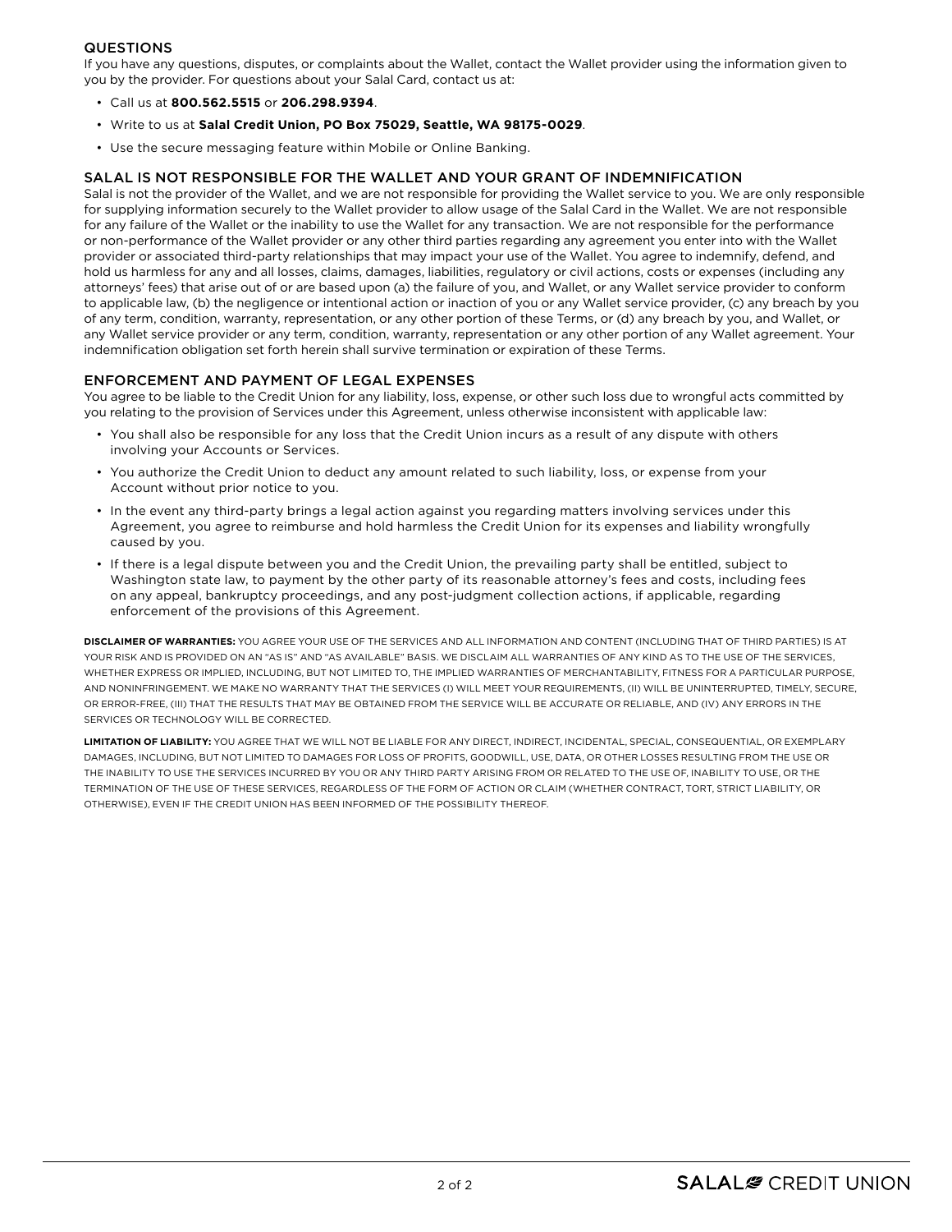## QUESTIONS

If you have any questions, disputes, or complaints about the Wallet, contact the Wallet provider using the information given to you by the provider. For questions about your Salal Card, contact us at:

- Call us at **800.562.5515** or **206.298.9394**.
- Write to us at **Salal Credit Union, PO Box 75029, Seattle, WA 98175-0029**.
- Use the secure messaging feature within Mobile or Online Banking.

## SALAL IS NOT RESPONSIBLE FOR THE WALLET AND YOUR GRANT OF INDEMNIFICATION

Salal is not the provider of the Wallet, and we are not responsible for providing the Wallet service to you. We are only responsible for supplying information securely to the Wallet provider to allow usage of the Salal Card in the Wallet. We are not responsible for any failure of the Wallet or the inability to use the Wallet for any transaction. We are not responsible for the performance or non-performance of the Wallet provider or any other third parties regarding any agreement you enter into with the Wallet provider or associated third-party relationships that may impact your use of the Wallet. You agree to indemnify, defend, and hold us harmless for any and all losses, claims, damages, liabilities, regulatory or civil actions, costs or expenses (including any attorneys' fees) that arise out of or are based upon (a) the failure of you, and Wallet, or any Wallet service provider to conform to applicable law, (b) the negligence or intentional action or inaction of you or any Wallet service provider, (c) any breach by you of any term, condition, warranty, representation, or any other portion of these Terms, or (d) any breach by you, and Wallet, or any Wallet service provider or any term, condition, warranty, representation or any other portion of any Wallet agreement. Your indemnification obligation set forth herein shall survive termination or expiration of these Terms.

## ENFORCEMENT AND PAYMENT OF LEGAL EXPENSES

You agree to be liable to the Credit Union for any liability, loss, expense, or other such loss due to wrongful acts committed by you relating to the provision of Services under this Agreement, unless otherwise inconsistent with applicable law:

- You shall also be responsible for any loss that the Credit Union incurs as a result of any dispute with others involving your Accounts or Services.
- You authorize the Credit Union to deduct any amount related to such liability, loss, or expense from your Account without prior notice to you.
- In the event any third-party brings a legal action against you regarding matters involving services under this Agreement, you agree to reimburse and hold harmless the Credit Union for its expenses and liability wrongfully caused by you.
- If there is a legal dispute between you and the Credit Union, the prevailing party shall be entitled, subject to Washington state law, to payment by the other party of its reasonable attorney's fees and costs, including fees on any appeal, bankruptcy proceedings, and any post-judgment collection actions, if applicable, regarding enforcement of the provisions of this Agreement.

**DISCLAIMER OF WARRANTIES:** YOU AGREE YOUR USE OF THE SERVICES AND ALL INFORMATION AND CONTENT (INCLUDING THAT OF THIRD PARTIES) IS AT YOUR RISK AND IS PROVIDED ON AN "AS IS" AND "AS AVAILABLE" BASIS. WE DISCLAIM ALL WARRANTIES OF ANY KIND AS TO THE USE OF THE SERVICES, WHETHER EXPRESS OR IMPLIED, INCLUDING, BUT NOT LIMITED TO, THE IMPLIED WARRANTIES OF MERCHANTABILITY, FITNESS FOR A PARTICULAR PURPOSE, AND NONINFRINGEMENT. WE MAKE NO WARRANTY THAT THE SERVICES (I) WILL MEET YOUR REQUIREMENTS, (II) WILL BE UNINTERRUPTED, TIMELY, SECURE, OR ERROR-FREE, (III) THAT THE RESULTS THAT MAY BE OBTAINED FROM THE SERVICE WILL BE ACCURATE OR RELIABLE, AND (IV) ANY ERRORS IN THE SERVICES OR TECHNOLOGY WILL BE CORRECTED.

**LIMITATION OF LIABILITY:** YOU AGREE THAT WE WILL NOT BE LIABLE FOR ANY DIRECT, INDIRECT, INCIDENTAL, SPECIAL, CONSEQUENTIAL, OR EXEMPLARY DAMAGES, INCLUDING, BUT NOT LIMITED TO DAMAGES FOR LOSS OF PROFITS, GOODWILL, USE, DATA, OR OTHER LOSSES RESULTING FROM THE USE OR THE INABILITY TO USE THE SERVICES INCURRED BY YOU OR ANY THIRD PARTY ARISING FROM OR RELATED TO THE USE OF, INABILITY TO USE, OR THE TERMINATION OF THE USE OF THESE SERVICES, REGARDLESS OF THE FORM OF ACTION OR CLAIM (WHETHER CONTRACT, TORT, STRICT LIABILITY, OR OTHERWISE), EVEN IF THE CREDIT UNION HAS BEEN INFORMED OF THE POSSIBILITY THEREOF.